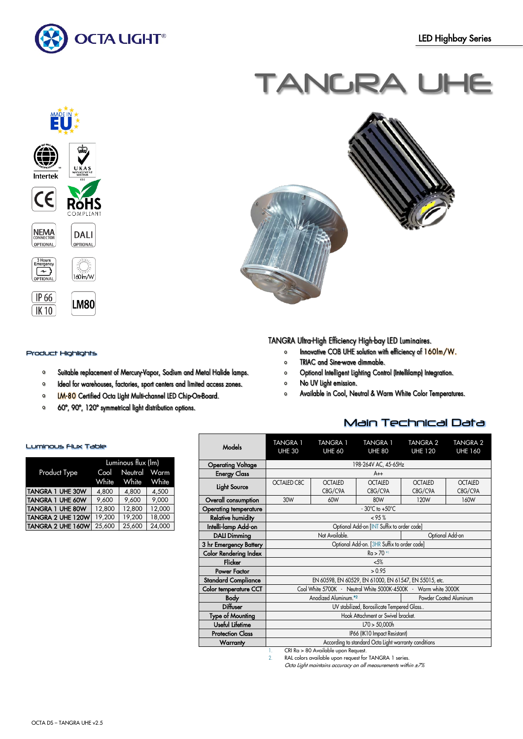# TANGRA UHE

LED Highbay Series

MADE IN EU

Intertek · UKAS · CE · RoHS COMPLIANT · NEMA CONNECTOR OPTIONAL · DALI OPTIONAL · 3 Hours Emergency OPTIONAL · 160lm/W · IP 66 · IK 10 · LM80

TANGRA Ultra-High Efficiency High-bay LED Luminaires.

- Innovative COB UHE solution with efficiency of 160lm/W.
- TRIAC and Sine-wave dimmable.
- Optional Intelligent Lighting Control (Intellilamp) Integration.
- No UV light emission.
- Available in Cool, Neutral & Warm White Color Temperatures.

## Product Highlights

- Suitable replacement of Mercury-Vapor, Sodium and Metal Halide lamps.
- Ideal for warehouses, factories, sport centers and limited access zones.
- LM-80 Certified Octa Light Multi-channel LED Chip-On-Board.
- 60°, 90°, 120° symmetrical light distribution options.

## Luminous Flux Table

| Product Type | Luminous flux (lm) Cool White | Neutral White | Warm White |
|---|---|---|---|
| TANGRA 1 UHE 30W | 4,800 | 4,800 | 4,500 |
| TANGRA 1 UHE 60W | 9,600 | 9,600 | 9,000 |
| TANGRA 1 UHE 80W | 12,800 | 12,800 | 12,000 |
| TANGRA 2 UHE 120W | 19,200 | 19,200 | 18,000 |
| TANGRA 2 UHE 160W | 25,600 | 25,600 | 24,000 |

## Main Technical Data

| Models | TANGRA 1 UHE 30 | TANGRA 1 UHE 60 | TANGRA 1 UHE 80 | TANGRA 2 UHE 120 | TANGRA 2 UHE 160 |
|---|---|---|---|---|---|
| Operating Voltage | 198-264V AC, 45-65Hz | | | | |
| Energy Class | A++ | | | | |
| Light Source | OCTALED C8C | OCTALED C8G/C9A | OCTALED C8G/C9A | OCTALED C8G/C9A | OCTALED C8G/C9A |
| Overall consumption | 30W | 60W | 80W | 120W | 160W |
| Operating temperature | - 30°C to +50°C | | | | |
| Relative humidity | < 95 % | | | | |
| Intelli-lamp Add-on | Optional Add-on [INT Suffix to order code] | | | | |
| DALI Dimming | Not Available. | | | Optional Add-on | |
| 3 hr Emergency Battery | Optional Add-on. [3HR Suffix to order code] | | | | |
| Color Rendering Index | Ra > 70 *1 | | | | |
| Flicker | <5% | | | | |
| Power Factor | > 0.95 | | | | |
| Standard Compliance | EN 60598, EN 60529, EN 61000, EN 61547, EN 55015, etc. | | | | |
| Color temperature CCT | Cool White 5700K - Neutral White 5000K-4500K - Warm white 3000K | | | | |
| Body | Anodized Aluminum.*2 | | | Powder Coated Aluminum | |
| Diffuser | UV stabilized, Borosilicate Tempered Glass.. | | | | |
| Type of Mounting | Hook Attachment or Swivel bracket. | | | | |
| Useful Lifetime | L70 > 50,000h | | | | |
| Protection Class | IP66 (IK10 Impact Resistant) | | | | |
| Warranty | According to standard Octa Light warranty conditions | | | | |

1. CRI Ra > 80 Available upon Request.
2. RAL colors available upon request for TANGRA 1 series.

*Octa Light maintains accuracy on all measurements within ±7%*

OCTA DS – TANGRA UHE v2.5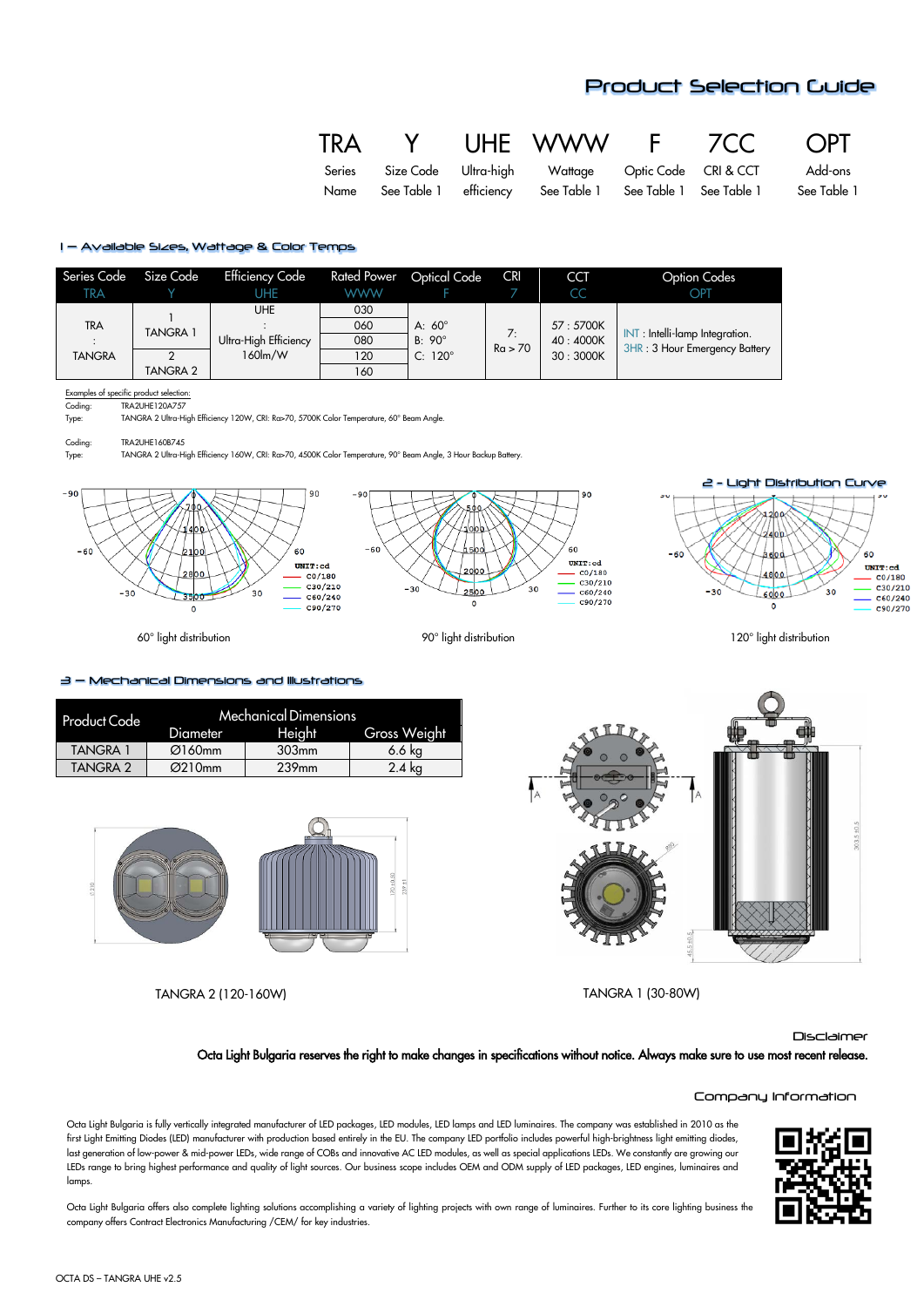# Product Selection Guide

| TRA | Y | UHE | WWW | F | 7CC | OPT |
|---|---|---|---|---|---|---|
| Series Name | Size Code See Table 1 | Ultra-high efficiency | Wattage See Table 1 | Optic Code See Table 1 | CRI & CCT See Table 1 | Add-ons See Table 1 |

## 1 – Available Sizes, Wattage & Color Temps

| Series Code TRA | Size Code Y | Efficiency Code UHE | Rated Power WWW | Optical Code F | CRI 7 | CCT CC | Option Codes OPT |
|---|---|---|---|---|---|---|---|
| TRA : TANGRA | 1 TANGRA 1 | UHE : Ultra-High Efficiency 160lm/W | 030 | A: 60° B: 90° C: 120° | 7: Ra > 70 | 57 : 5700K 40 : 4000K 30 : 3000K | INT : Intelli-lamp Integration. 3HR : 3 Hour Emergency Battery |
| | | | 060 | | | | |
| | | | 080 | | | | |
| | 2 TANGRA 2 | | 120 | | | | |
| | | | 160 | | | | |

Examples of specific product selection:

Coding: TRA2UHE120A757

Type: TANGRA 2 Ultra-High Efficiency 120W, CRI: Ra>70, 5700K Color Temperature, 60° Beam Angle.

Coding: TRA2UHE160B745

Type: TANGRA 2 Ultra-High Efficiency 160W, CRI: Ra>70, 4500K Color Temperature, 90° Beam Angle, 3 Hour Backup Battery.

## 2 - Light Distribution Curve

-90 90 -60 60 -30 30 0
700 1400 2100 2800 3500
UNIT:cd
C0/180
C30/210
C60/240
C90/270

60° light distribution

-90 90 -60 60 -30 30 0
500 1000 1500 2000 2500
UNIT:cd
C0/180
C30/210
C60/240
C90/270

90° light distribution

-90 90 -60 60 -30 30 0
1200 2400 3600 4800 6000
UNIT:cd
C0/180
C30/210
C60/240
C90/270

120° light distribution

## 3 – Mechanical Dimensions and Illustrations

| Product Code | Mechanical Dimensions | | |
|---|---|---|---|
| | Diameter | Height | Gross Weight |
| TANGRA 1 | Ø160mm | 303mm | 6.6 kg |
| TANGRA 2 | Ø210mm | 239mm | 2.4 kg |

TANGRA 2 (120-160W)

TANGRA 1 (30-80W)

### Disclaimer

**Octa Light Bulgaria reserves the right to make changes in specifications without notice. Always make sure to use most recent release.**

### Company Information

Octa Light Bulgaria is fully vertically integrated manufacturer of LED packages, LED modules, LED lamps and LED luminaires. The company was established in 2010 as the first Light Emitting Diodes (LED) manufacturer with production based entirely in the EU. The company LED portfolio includes powerful high-brightness light emitting diodes, last generation of low-power & mid-power LEDs, wide range of COBs and innovative AC LED modules, as well as special applications LEDs. We constantly are growing our LEDs range to bring highest performance and quality of light sources. Our business scope includes OEM and ODM supply of LED packages, LED engines, luminaires and lamps.

Octa Light Bulgaria offers also complete lighting solutions accomplishing a variety of lighting projects with own range of luminaires. Further to its core lighting business the company offers Contract Electronics Manufacturing /CEM/ for key industries.